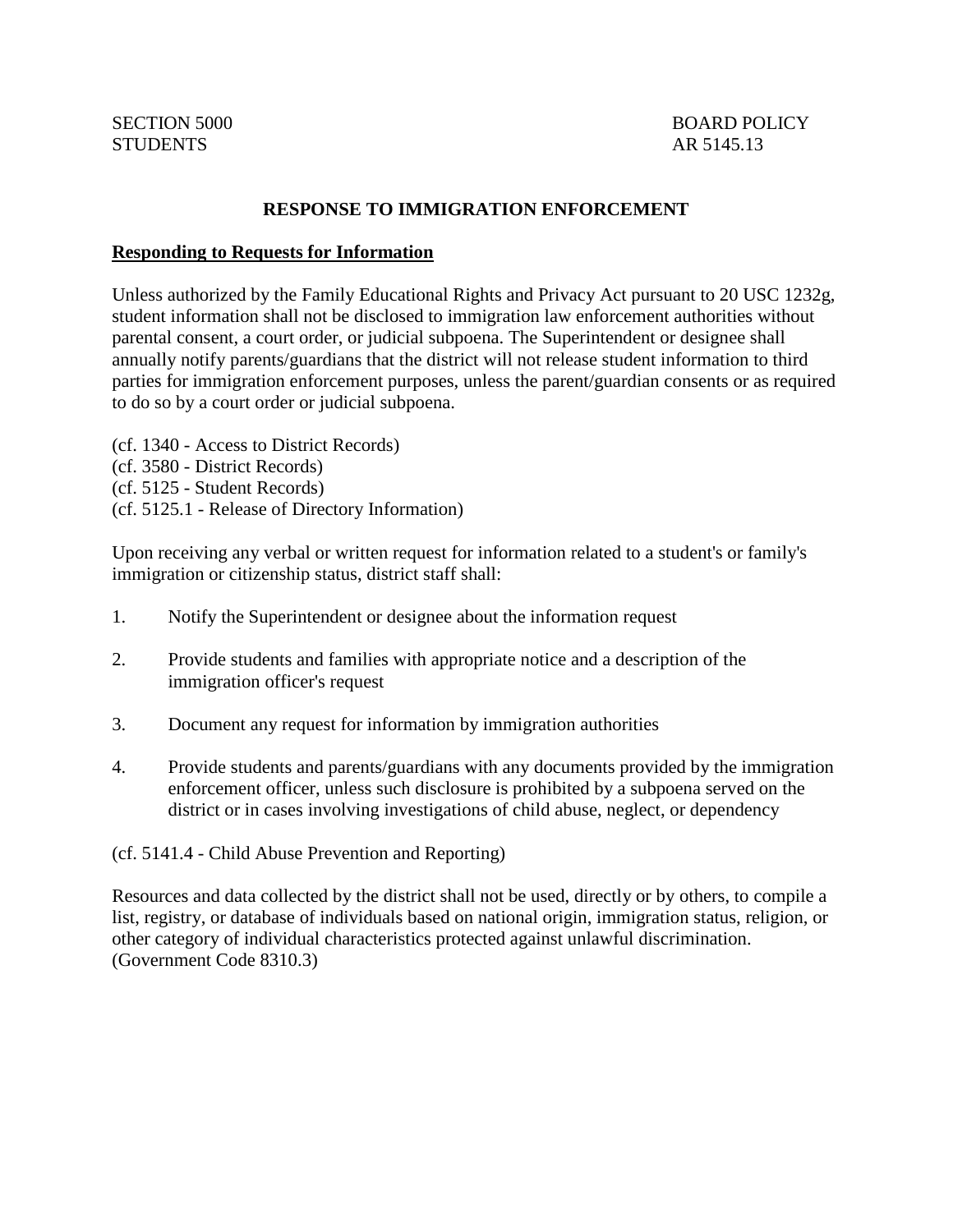SECTION 5000 BOARD POLICY
STUDENTS AR 5145.13

## RESPONSE TO IMMIGRATION ENFORCEMENT

**Responding to Requests for Information**

Unless authorized by the Family Educational Rights and Privacy Act pursuant to 20 USC 1232g, student information shall not be disclosed to immigration law enforcement authorities without parental consent, a court order, or judicial subpoena. The Superintendent or designee shall annually notify parents/guardians that the district will not release student information to third parties for immigration enforcement purposes, unless the parent/guardian consents or as required to do so by a court order or judicial subpoena.

(cf. 1340 - Access to District Records)
(cf. 3580 - District Records)
(cf. 5125 - Student Records)
(cf. 5125.1 - Release of Directory Information)

Upon receiving any verbal or written request for information related to a student's or family's immigration or citizenship status, district staff shall:

1. Notify the Superintendent or designee about the information request
2. Provide students and families with appropriate notice and a description of the immigration officer's request
3. Document any request for information by immigration authorities
4. Provide students and parents/guardians with any documents provided by the immigration enforcement officer, unless such disclosure is prohibited by a subpoena served on the district or in cases involving investigations of child abuse, neglect, or dependency

(cf. 5141.4 - Child Abuse Prevention and Reporting)

Resources and data collected by the district shall not be used, directly or by others, to compile a list, registry, or database of individuals based on national origin, immigration status, religion, or other category of individual characteristics protected against unlawful discrimination. (Government Code 8310.3)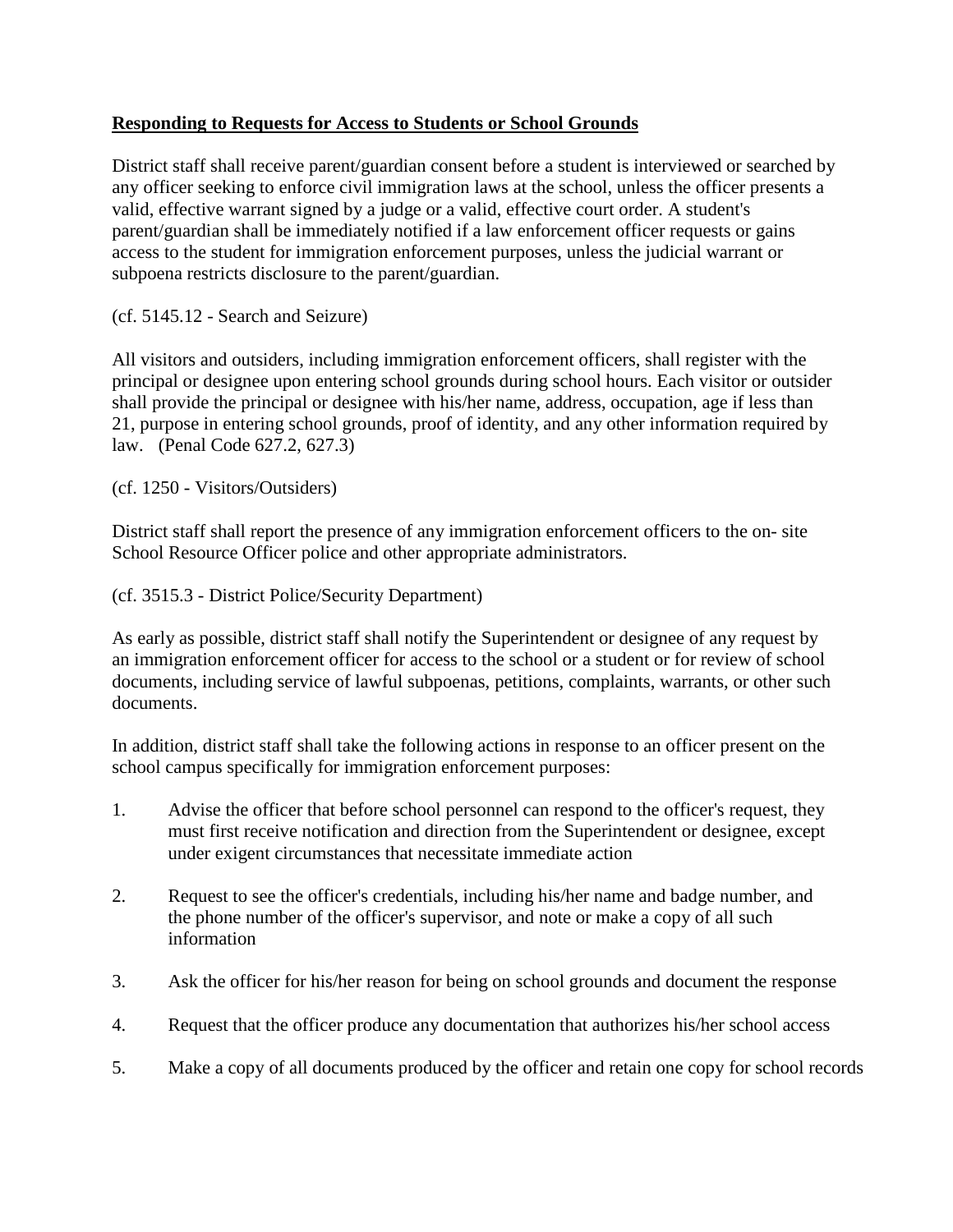**Responding to Requests for Access to Students or School Grounds**

District staff shall receive parent/guardian consent before a student is interviewed or searched by any officer seeking to enforce civil immigration laws at the school, unless the officer presents a valid, effective warrant signed by a judge or a valid, effective court order. A student's parent/guardian shall be immediately notified if a law enforcement officer requests or gains access to the student for immigration enforcement purposes, unless the judicial warrant or subpoena restricts disclosure to the parent/guardian.

(cf. 5145.12 - Search and Seizure)

All visitors and outsiders, including immigration enforcement officers, shall register with the principal or designee upon entering school grounds during school hours. Each visitor or outsider shall provide the principal or designee with his/her name, address, occupation, age if less than 21, purpose in entering school grounds, proof of identity, and any other information required by law. (Penal Code 627.2, 627.3)

(cf. 1250 - Visitors/Outsiders)

District staff shall report the presence of any immigration enforcement officers to the on- site School Resource Officer police and other appropriate administrators.

(cf. 3515.3 - District Police/Security Department)

As early as possible, district staff shall notify the Superintendent or designee of any request by an immigration enforcement officer for access to the school or a student or for review of school documents, including service of lawful subpoenas, petitions, complaints, warrants, or other such documents.

In addition, district staff shall take the following actions in response to an officer present on the school campus specifically for immigration enforcement purposes:

1. Advise the officer that before school personnel can respond to the officer's request, they must first receive notification and direction from the Superintendent or designee, except under exigent circumstances that necessitate immediate action

2. Request to see the officer's credentials, including his/her name and badge number, and the phone number of the officer's supervisor, and note or make a copy of all such information

3. Ask the officer for his/her reason for being on school grounds and document the response

4. Request that the officer produce any documentation that authorizes his/her school access

5. Make a copy of all documents produced by the officer and retain one copy for school records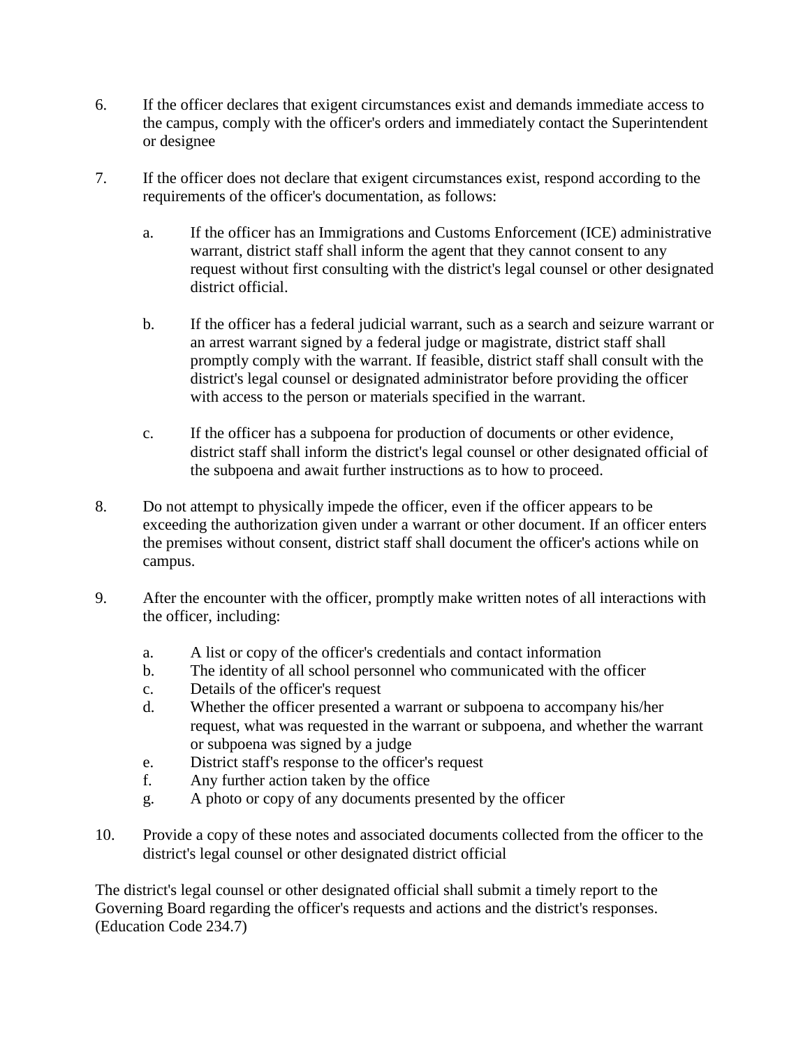6. If the officer declares that exigent circumstances exist and demands immediate access to the campus, comply with the officer's orders and immediately contact the Superintendent or designee

7. If the officer does not declare that exigent circumstances exist, respond according to the requirements of the officer's documentation, as follows:

   a. If the officer has an Immigrations and Customs Enforcement (ICE) administrative warrant, district staff shall inform the agent that they cannot consent to any request without first consulting with the district's legal counsel or other designated district official.

   b. If the officer has a federal judicial warrant, such as a search and seizure warrant or an arrest warrant signed by a federal judge or magistrate, district staff shall promptly comply with the warrant. If feasible, district staff shall consult with the district's legal counsel or designated administrator before providing the officer with access to the person or materials specified in the warrant.

   c. If the officer has a subpoena for production of documents or other evidence, district staff shall inform the district's legal counsel or other designated official of the subpoena and await further instructions as to how to proceed.

8. Do not attempt to physically impede the officer, even if the officer appears to be exceeding the authorization given under a warrant or other document. If an officer enters the premises without consent, district staff shall document the officer's actions while on campus.

9. After the encounter with the officer, promptly make written notes of all interactions with the officer, including:

   a. A list or copy of the officer's credentials and contact information
   b. The identity of all school personnel who communicated with the officer
   c. Details of the officer's request
   d. Whether the officer presented a warrant or subpoena to accompany his/her request, what was requested in the warrant or subpoena, and whether the warrant or subpoena was signed by a judge
   e. District staff's response to the officer's request
   f. Any further action taken by the office
   g. A photo or copy of any documents presented by the officer

10. Provide a copy of these notes and associated documents collected from the officer to the district's legal counsel or other designated district official

The district's legal counsel or other designated official shall submit a timely report to the Governing Board regarding the officer's requests and actions and the district's responses. (Education Code 234.7)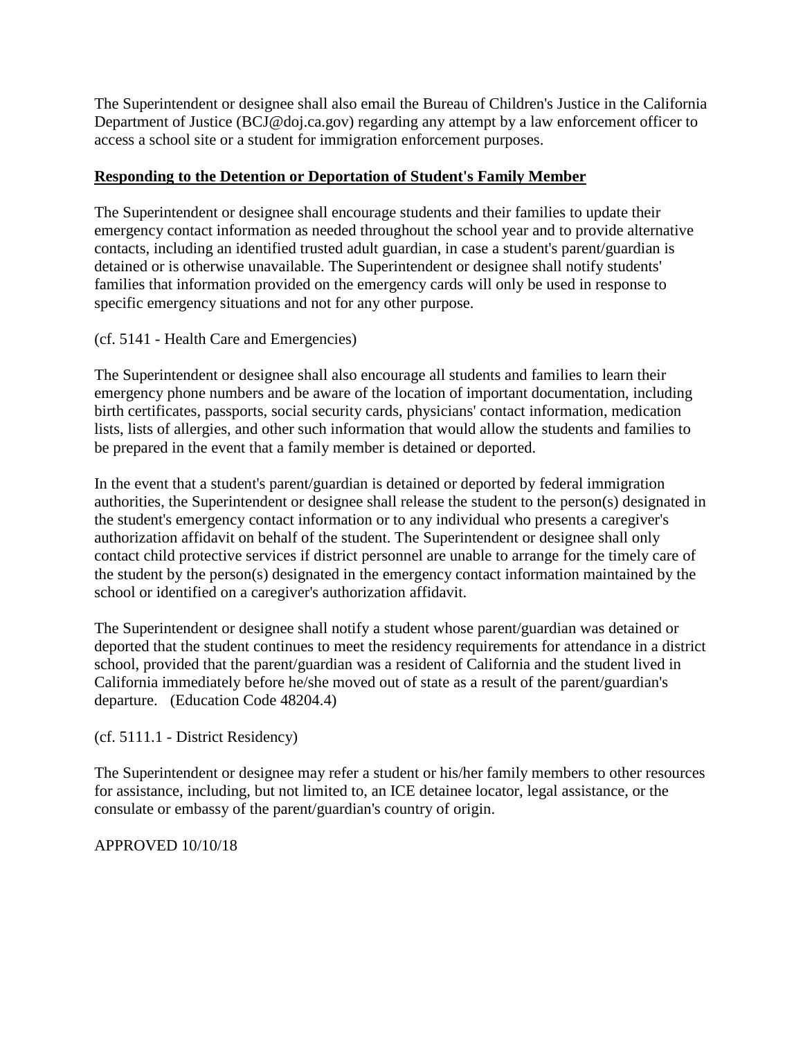The Superintendent or designee shall also email the Bureau of Children's Justice in the California Department of Justice (BCJ@doj.ca.gov) regarding any attempt by a law enforcement officer to access a school site or a student for immigration enforcement purposes.

**Responding to the Detention or Deportation of Student's Family Member**

The Superintendent or designee shall encourage students and their families to update their emergency contact information as needed throughout the school year and to provide alternative contacts, including an identified trusted adult guardian, in case a student's parent/guardian is detained or is otherwise unavailable. The Superintendent or designee shall notify students' families that information provided on the emergency cards will only be used in response to specific emergency situations and not for any other purpose.

(cf. 5141 - Health Care and Emergencies)

The Superintendent or designee shall also encourage all students and families to learn their emergency phone numbers and be aware of the location of important documentation, including birth certificates, passports, social security cards, physicians' contact information, medication lists, lists of allergies, and other such information that would allow the students and families to be prepared in the event that a family member is detained or deported.

In the event that a student's parent/guardian is detained or deported by federal immigration authorities, the Superintendent or designee shall release the student to the person(s) designated in the student's emergency contact information or to any individual who presents a caregiver's authorization affidavit on behalf of the student. The Superintendent or designee shall only contact child protective services if district personnel are unable to arrange for the timely care of the student by the person(s) designated in the emergency contact information maintained by the school or identified on a caregiver's authorization affidavit.

The Superintendent or designee shall notify a student whose parent/guardian was detained or deported that the student continues to meet the residency requirements for attendance in a district school, provided that the parent/guardian was a resident of California and the student lived in California immediately before he/she moved out of state as a result of the parent/guardian's departure. (Education Code 48204.4)

(cf. 5111.1 - District Residency)

The Superintendent or designee may refer a student or his/her family members to other resources for assistance, including, but not limited to, an ICE detainee locator, legal assistance, or the consulate or embassy of the parent/guardian's country of origin.

APPROVED 10/10/18